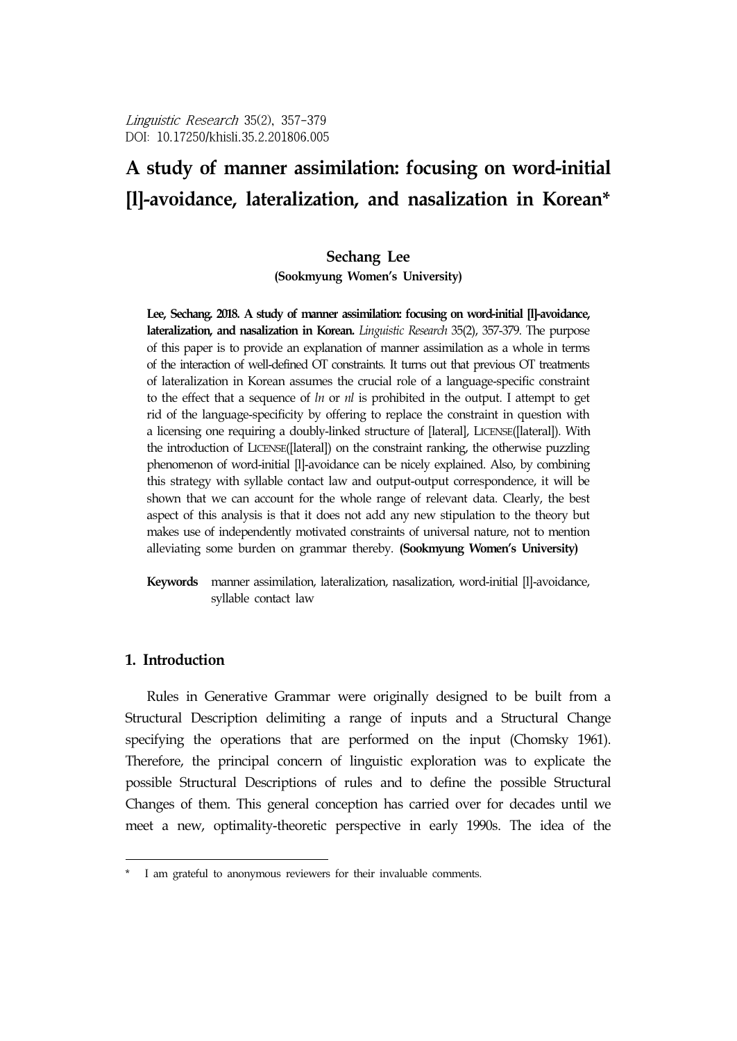*Linguistic Research* 35(2), 357-379
DOI: 10.17250/khisli.35.2.201806.005

# A study of manner assimilation: focusing on word-initial [l]-avoidance, lateralization, and nasalization in Korean*

**Sechang Lee**
**(Sookmyung Women's University)**

**Lee, Sechang. 2018. A study of manner assimilation: focusing on word-initial [l]-avoidance, lateralization, and nasalization in Korean.** *Linguistic Research* 35(2), 357-379. The purpose of this paper is to provide an explanation of manner assimilation as a whole in terms of the interaction of well-defined OT constraints. It turns out that previous OT treatments of lateralization in Korean assumes the crucial role of a language-specific constraint to the effect that a sequence of *ln* or *nl* is prohibited in the output. I attempt to get rid of the language-specificity by offering to replace the constraint in question with a licensing one requiring a doubly-linked structure of [lateral], LICENSE([lateral]). With the introduction of LICENSE([lateral]) on the constraint ranking, the otherwise puzzling phenomenon of word-initial [l]-avoidance can be nicely explained. Also, by combining this strategy with syllable contact law and output-output correspondence, it will be shown that we can account for the whole range of relevant data. Clearly, the best aspect of this analysis is that it does not add any new stipulation to the theory but makes use of independently motivated constraints of universal nature, not to mention alleviating some burden on grammar thereby. **(Sookmyung Women's University)**

**Keywords** manner assimilation, lateralization, nasalization, word-initial [l]-avoidance, syllable contact law

## 1. Introduction

Rules in Generative Grammar were originally designed to be built from a Structural Description delimiting a range of inputs and a Structural Change specifying the operations that are performed on the input (Chomsky 1961). Therefore, the principal concern of linguistic exploration was to explicate the possible Structural Descriptions of rules and to define the possible Structural Changes of them. This general conception has carried over for decades until we meet a new, optimality-theoretic perspective in early 1990s. The idea of the

---

\* I am grateful to anonymous reviewers for their invaluable comments.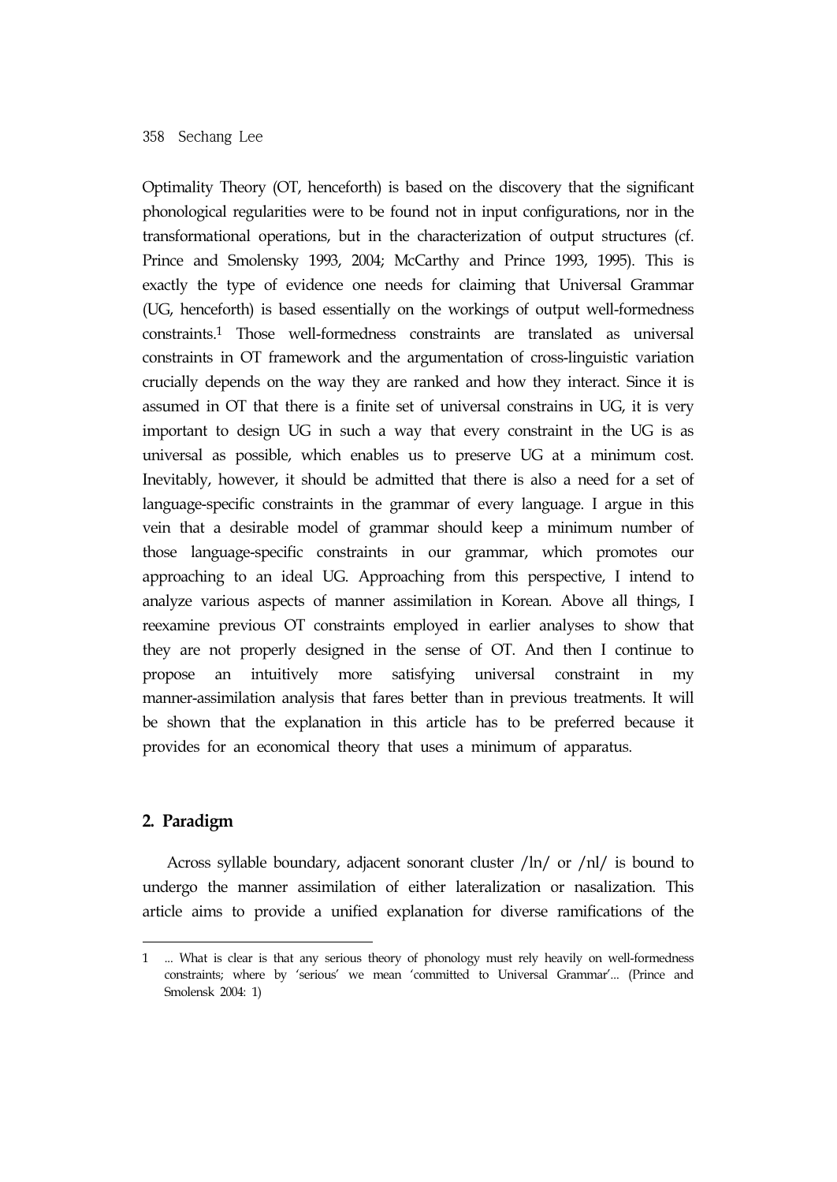Optimality Theory (OT, henceforth) is based on the discovery that the significant phonological regularities were to be found not in input configurations, nor in the transformational operations, but in the characterization of output structures (cf. Prince and Smolensky 1993, 2004; McCarthy and Prince 1993, 1995). This is exactly the type of evidence one needs for claiming that Universal Grammar (UG, henceforth) is based essentially on the workings of output well-formedness constraints.[1] Those well-formedness constraints are translated as universal constraints in OT framework and the argumentation of cross-linguistic variation crucially depends on the way they are ranked and how they interact. Since it is assumed in OT that there is a finite set of universal constrains in UG, it is very important to design UG in such a way that every constraint in the UG is as universal as possible, which enables us to preserve UG at a minimum cost. Inevitably, however, it should be admitted that there is also a need for a set of language-specific constraints in the grammar of every language. I argue in this vein that a desirable model of grammar should keep a minimum number of those language-specific constraints in our grammar, which promotes our approaching to an ideal UG. Approaching from this perspective, I intend to analyze various aspects of manner assimilation in Korean. Above all things, I reexamine previous OT constraints employed in earlier analyses to show that they are not properly designed in the sense of OT. And then I continue to propose an intuitively more satisfying universal constraint in my manner-assimilation analysis that fares better than in previous treatments. It will be shown that the explanation in this article has to be preferred because it provides for an economical theory that uses a minimum of apparatus.

## 2. Paradigm

Across syllable boundary, adjacent sonorant cluster /ln/ or /nl/ is bound to undergo the manner assimilation of either lateralization or nasalization. This article aims to provide a unified explanation for diverse ramifications of the

---

1 ... What is clear is that any serious theory of phonology must rely heavily on well-formedness constraints; where by 'serious' we mean 'committed to Universal Grammar'... (Prince and Smolensk 2004: 1)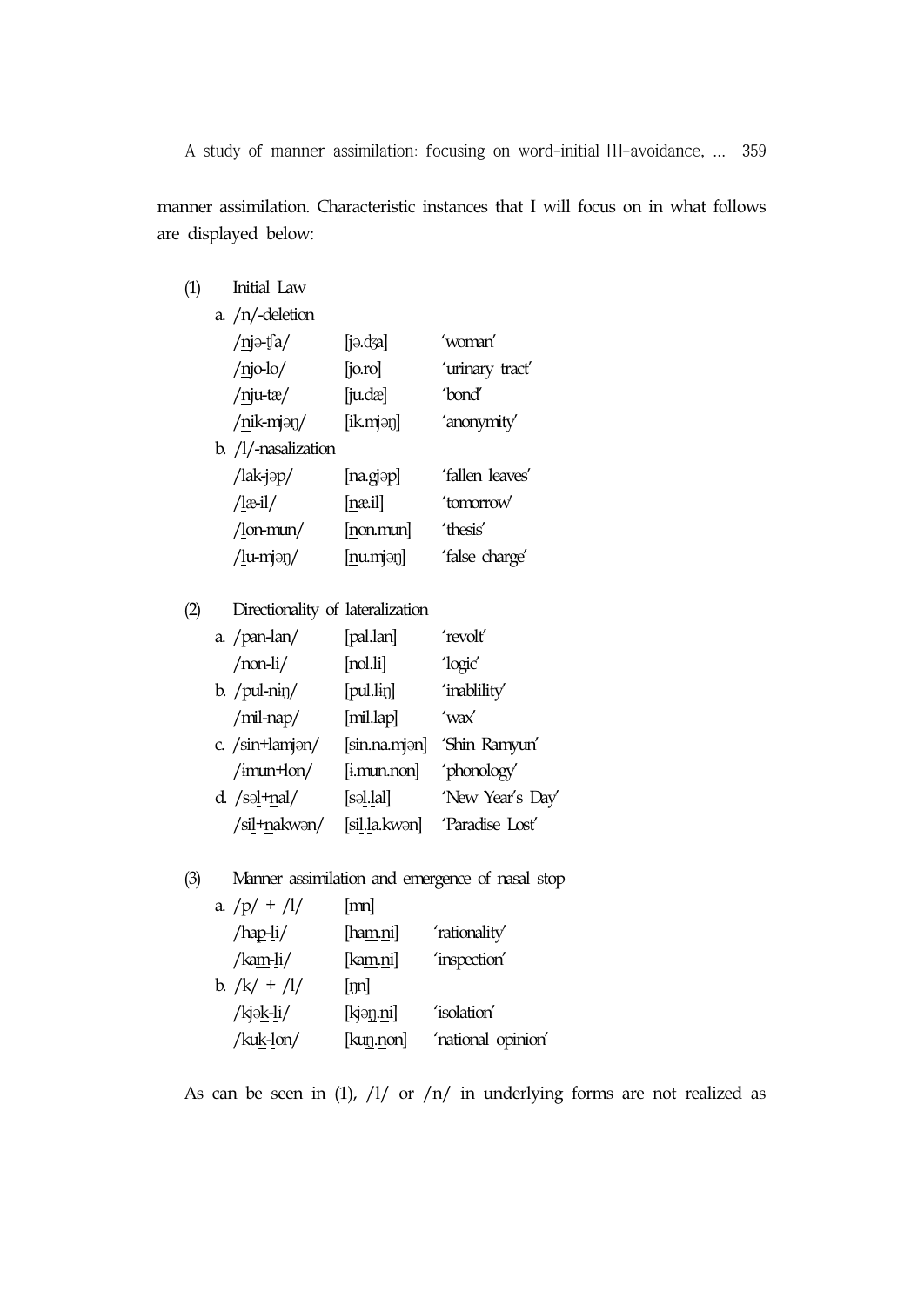manner assimilation. Characteristic instances that I will focus on in what follows are displayed below:

(1) Initial Law

a. /n/-deletion

| | | |
|---|---|---|
| /njə-ʧa/ | [jə.ʤa] | 'woman' |
| /njo-lo/ | [jo.ro] | 'urinary tract' |
| /nju-tæ/ | [ju.dæ] | 'bond' |
| /nik-mjəŋ/ | [ik.mjəŋ] | 'anonymity' |

b. /l/-nasalization

| | | |
|---|---|---|
| /lak-jəp/ | [na.gjəp] | 'fallen leaves' |
| /læ-il/ | [næ.il] | 'tomorrow' |
| /lon-mun/ | [non.mun] | 'thesis' |
| /lu-mjəŋ/ | [nu.mjəŋ] | 'false charge' |

(2) Directionality of lateralization

| | | | |
|---|---|---|---|
| a. | /pan-lan/ | [pal.lan] | 'revolt' |
| | /non-li/ | [nol.li] | 'logic' |
| b. | /pul-niŋ/ | [pul.liŋ] | 'inablility' |
| | /mil-nap/ | [mil.lap] | 'wax' |
| c. | /sin+lamjən/ | [sin.na.mjən] | 'Shin Ramyun' |
| | /ɨmun+lon/ | [ɨ.mun.non] | 'phonology' |
| d. | /səl+nal/ | [səl.lal] | 'New Year's Day' |
| | /sil+nakwən/ | [sil.la.kwən] | 'Paradise Lost' |

(3) Manner assimilation and emergence of nasal stop

| | | | |
|---|---|---|---|
| a. | /p/ + /l/ | [mn] | |
| | /hap-li/ | [ham.ni] | 'rationality' |
| | /kam-li/ | [kam.ni] | 'inspection' |
| b. | /k/ + /l/ | [ŋn] | |
| | /kjək-li/ | [kjəŋ.ni] | 'isolation' |
| | /kuk-lon/ | [kuŋ.non] | 'national opinion' |

As can be seen in (1), /l/ or /n/ in underlying forms are not realized as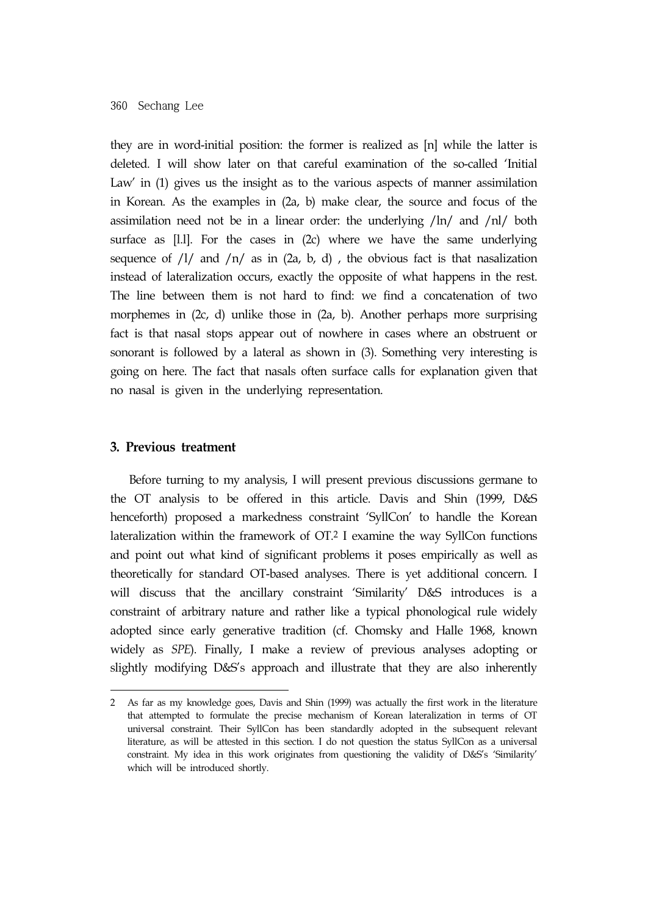they are in word-initial position: the former is realized as [n] while the latter is deleted. I will show later on that careful examination of the so-called 'Initial Law' in (1) gives us the insight as to the various aspects of manner assimilation in Korean. As the examples in (2a, b) make clear, the source and focus of the assimilation need not be in a linear order: the underlying /ln/ and /nl/ both surface as [l.l]. For the cases in (2c) where we have the same underlying sequence of /l/ and /n/ as in (2a, b, d) , the obvious fact is that nasalization instead of lateralization occurs, exactly the opposite of what happens in the rest. The line between them is not hard to find: we find a concatenation of two morphemes in (2c, d) unlike those in (2a, b). Another perhaps more surprising fact is that nasal stops appear out of nowhere in cases where an obstruent or sonorant is followed by a lateral as shown in (3). Something very interesting is going on here. The fact that nasals often surface calls for explanation given that no nasal is given in the underlying representation.

## 3. Previous treatment

Before turning to my analysis, I will present previous discussions germane to the OT analysis to be offered in this article. Davis and Shin (1999, D&S henceforth) proposed a markedness constraint 'SyllCon' to handle the Korean lateralization within the framework of OT.[2] I examine the way SyllCon functions and point out what kind of significant problems it poses empirically as well as theoretically for standard OT-based analyses. There is yet additional concern. I will discuss that the ancillary constraint 'Similarity' D&S introduces is a constraint of arbitrary nature and rather like a typical phonological rule widely adopted since early generative tradition (cf. Chomsky and Halle 1968, known widely as *SPE*). Finally, I make a review of previous analyses adopting or slightly modifying D&S's approach and illustrate that they are also inherently

---

2 As far as my knowledge goes, Davis and Shin (1999) was actually the first work in the literature that attempted to formulate the precise mechanism of Korean lateralization in terms of OT universal constraint. Their SyllCon has been standardly adopted in the subsequent relevant literature, as will be attested in this section. I do not question the status SyllCon as a universal constraint. My idea in this work originates from questioning the validity of D&S's 'Similarity' which will be introduced shortly.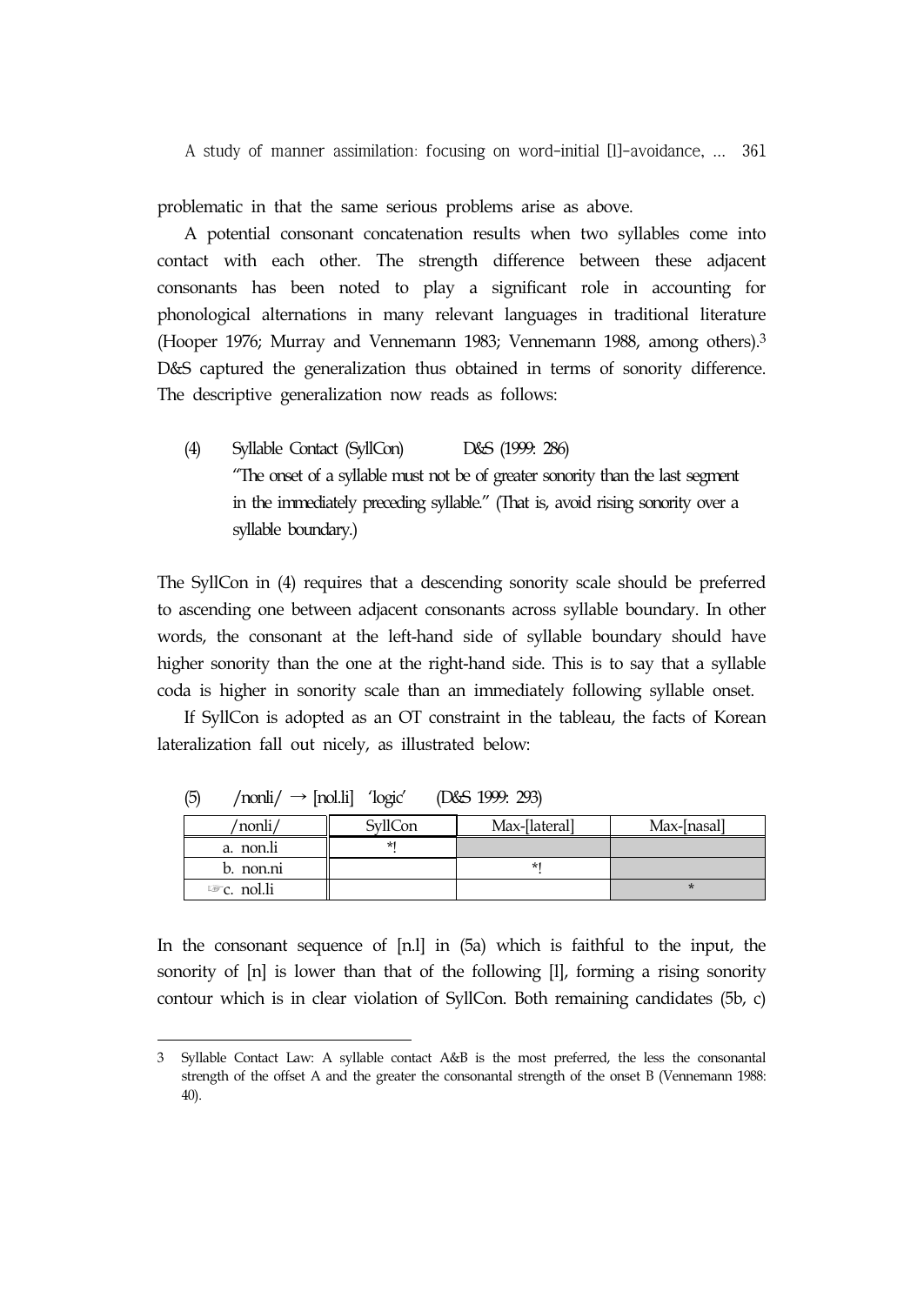problematic in that the same serious problems arise as above.

A potential consonant concatenation results when two syllables come into contact with each other. The strength difference between these adjacent consonants has been noted to play a significant role in accounting for phonological alternations in many relevant languages in traditional literature (Hooper 1976; Murray and Vennemann 1983; Vennemann 1988, among others).[3] D&S captured the generalization thus obtained in terms of sonority difference. The descriptive generalization now reads as follows:

(4) Syllable Contact (SyllCon) D&S (1999: 286)
"The onset of a syllable must not be of greater sonority than the last segment in the immediately preceding syllable." (That is, avoid rising sonority over a syllable boundary.)

The SyllCon in (4) requires that a descending sonority scale should be preferred to ascending one between adjacent consonants across syllable boundary. In other words, the consonant at the left-hand side of syllable boundary should have higher sonority than the one at the right-hand side. This is to say that a syllable coda is higher in sonority scale than an immediately following syllable onset.

If SyllCon is adopted as an OT constraint in the tableau, the facts of Korean lateralization fall out nicely, as illustrated below:

(5) /nonli/ → [nol.li] 'logic' (D&S 1999: 293)

| /nonli/ | SyllCon | Max-[lateral] | Max-[nasal] |
|---|---|---|---|
| a. non.li | *! | | |
| b. non.ni | | *! | |
| ☞c. nol.li | | | * |

In the consonant sequence of [n.l] in (5a) which is faithful to the input, the sonority of [n] is lower than that of the following [l], forming a rising sonority contour which is in clear violation of SyllCon. Both remaining candidates (5b, c)

3 Syllable Contact Law: A syllable contact A&B is the most preferred, the less the consonantal strength of the offset A and the greater the consonantal strength of the onset B (Vennemann 1988: 40).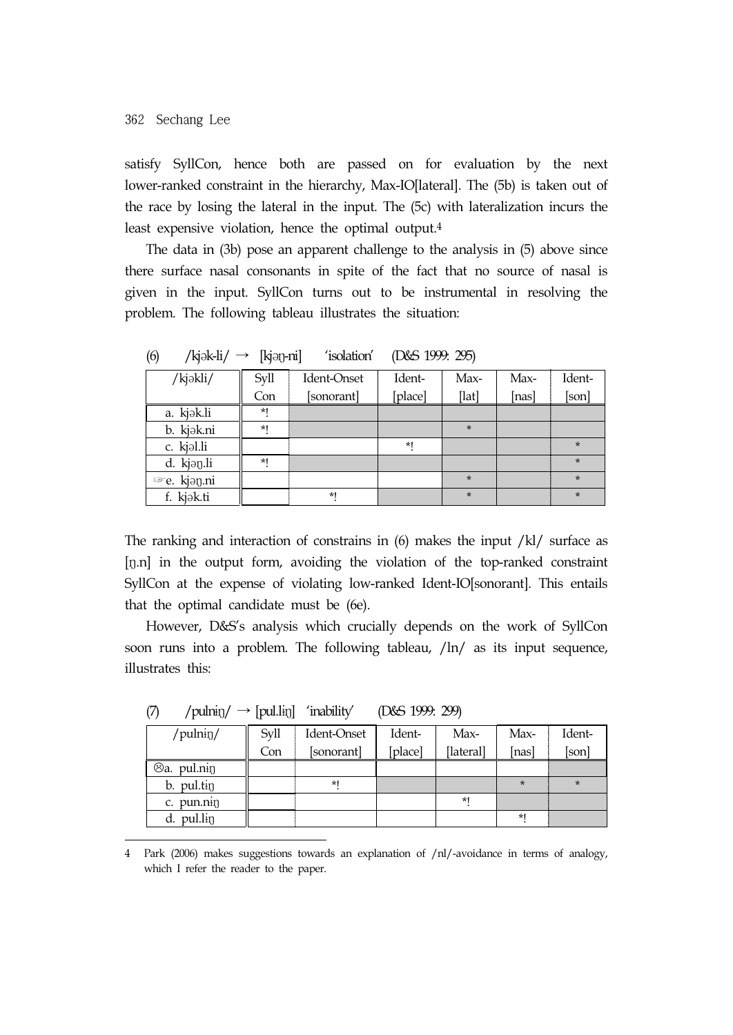satisfy SyllCon, hence both are passed on for evaluation by the next lower-ranked constraint in the hierarchy, Max-IO[lateral]. The (5b) is taken out of the race by losing the lateral in the input. The (5c) with lateralization incurs the least expensive violation, hence the optimal output.[4]

The data in (3b) pose an apparent challenge to the analysis in (5) above since there surface nasal consonants in spite of the fact that no source of nasal is given in the input. SyllCon turns out to be instrumental in resolving the problem. The following tableau illustrates the situation:

(6) /kjək-li/ → [kjəŋ-ni] 'isolation' (D&S 1999: 295)

| /kjəkli/ | Syll Con | Ident-Onset [sonorant] | Ident-[place] | Max-[lat] | Max-[nas] | Ident-[son] |
|---|---|---|---|---|---|---|
| a. kjək.li | *! | | | | | |
| b. kjək.ni | *! | | | * | | |
| c. kjəl.li | | | *! | | | * |
| d. kjəŋ.li | *! | | | | | * |
| ☞e. kjəŋ.ni | | | | * | | * |
| f. kjək.ti | | *! | | * | | * |

The ranking and interaction of constrains in (6) makes the input /kl/ surface as [ŋ.n] in the output form, avoiding the violation of the top-ranked constraint SyllCon at the expense of violating low-ranked Ident-IO[sonorant]. This entails that the optimal candidate must be (6e).

However, D&S's analysis which crucially depends on the work of SyllCon soon runs into a problem. The following tableau, /ln/ as its input sequence, illustrates this:

(7) /pulniŋ/ → [pul.liŋ] 'inability' (D&S 1999: 299)

| /pulniŋ/ | Syll Con | Ident-Onset [sonorant] | Ident-[place] | Max-[lateral] | Max-[nas] | Ident-[son] |
|---|---|---|---|---|---|---|
| ☹a. pul.niŋ | | | | | | |
| b. pul.tiŋ | | *! | | | * | * |
| c. pun.niŋ | | | | *! | | |
| d. pul.liŋ | | | | | *! | |

4 Park (2006) makes suggestions towards an explanation of /nl/-avoidance in terms of analogy, which I refer the reader to the paper.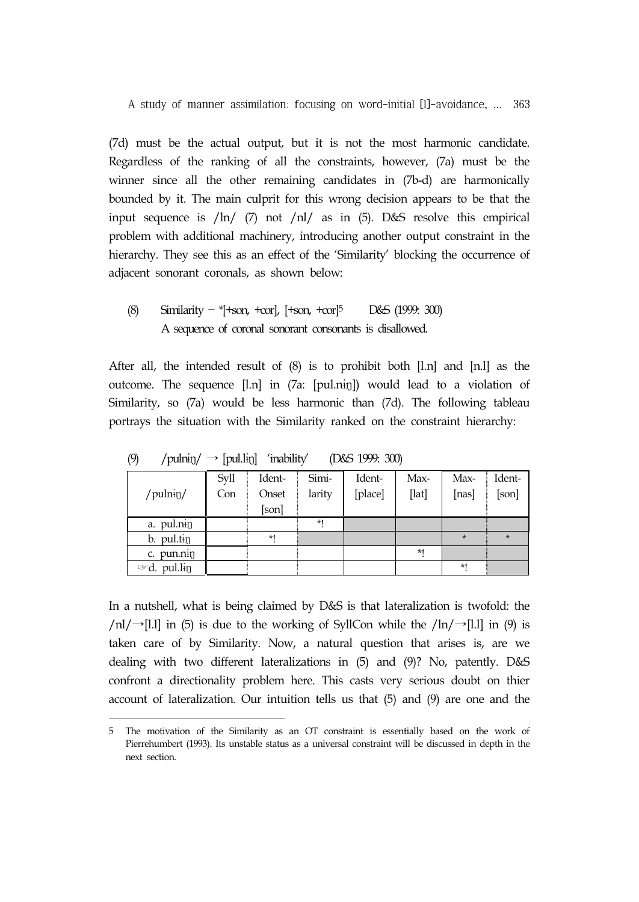(7d) must be the actual output, but it is not the most harmonic candidate. Regardless of the ranking of all the constraints, however, (7a) must be the winner since all the other remaining candidates in (7b-d) are harmonically bounded by it. The main culprit for this wrong decision appears to be that the input sequence is /ln/ (7) not /nl/ as in (5). D&S resolve this empirical problem with additional machinery, introducing another output constraint in the hierarchy. They see this as an effect of the 'Similarity' blocking the occurrence of adjacent sonorant coronals, as shown below:

(8) Similarity – *[+son, +cor], [+son, +cor][5] D&S (1999: 300)
A sequence of coronal sonorant consonants is disallowed.

After all, the intended result of (8) is to prohibit both [l.n] and [n.l] as the outcome. The sequence [l.n] in (7a: [pul.nɨŋ]) would lead to a violation of Similarity, so (7a) would be less harmonic than (7d). The following tableau portrays the situation with the Similarity ranked on the constraint hierarchy:

(9) /pulnɨŋ/ → [pul.lɨŋ] 'inability' (D&S 1999: 300)

| /pulnɨŋ/ | Syll Con | Ident-Onset [son] | Simi-larity | Ident-[place] | Max-[lat] | Max-[nas] | Ident-[son] |
|---|---|---|---|---|---|---|---|
| a. pul.nɨŋ | | | *! | | | | |
| b. pul.tɨŋ | | *! | | | | * | * |
| c. pun.nɨŋ | | | | | *! | | |
| ☞d. pul.lɨŋ | | | | | | *! | |

In a nutshell, what is being claimed by D&S is that lateralization is twofold: the /nl/→[l.l] in (5) is due to the working of SyllCon while the /ln/→[l.l] in (9) is taken care of by Similarity. Now, a natural question that arises is, are we dealing with two different lateralizations in (5) and (9)? No, patently. D&S confront a directionality problem here. This casts very serious doubt on thier account of lateralization. Our intuition tells us that (5) and (9) are one and the

---

5 The motivation of the Similarity as an OT constraint is essentially based on the work of Pierrehumbert (1993). Its unstable status as a universal constraint will be discussed in depth in the next section.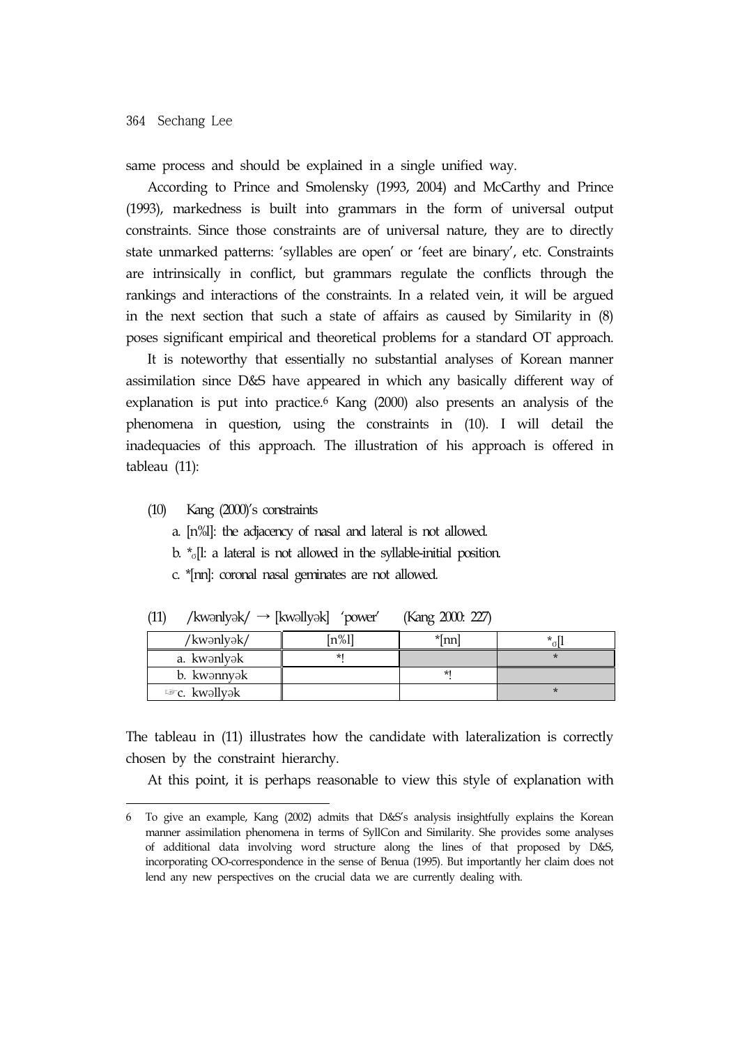same process and should be explained in a single unified way.

According to Prince and Smolensky (1993, 2004) and McCarthy and Prince (1993), markedness is built into grammars in the form of universal output constraints. Since those constraints are of universal nature, they are to directly state unmarked patterns: 'syllables are open' or 'feet are binary', etc. Constraints are intrinsically in conflict, but grammars regulate the conflicts through the rankings and interactions of the constraints. In a related vein, it will be argued in the next section that such a state of affairs as caused by Similarity in (8) poses significant empirical and theoretical problems for a standard OT approach.

It is noteworthy that essentially no substantial analyses of Korean manner assimilation since D&S have appeared in which any basically different way of explanation is put into practice.[6] Kang (2000) also presents an analysis of the phenomena in question, using the constraints in (10). I will detail the inadequacies of this approach. The illustration of his approach is offered in tableau (11):

(10) Kang (2000)'s constraints

a. [n%l]: the adjacency of nasal and lateral is not allowed.

b. $*_{\sigma}$[l: a lateral is not allowed in the syllable-initial position.

c. *[nn]: coronal nasal geminates are not allowed.

(11) /kwənlyək/ → [kwəllyək] 'power' (Kang 2000: 227)

| /kwənlyək/ | [n%l] | *[nn] | $*_{\sigma}$[l |
|---|---|---|---|
| a. kwənlyək | *! | | * |
| b. kwənnyək | | *! | |
| ☞c. kwəllyək | | | * |

The tableau in (11) illustrates how the candidate with lateralization is correctly chosen by the constraint hierarchy.

At this point, it is perhaps reasonable to view this style of explanation with

6 To give an example, Kang (2002) admits that D&S's analysis insightfully explains the Korean manner assimilation phenomena in terms of SyllCon and Similarity. She provides some analyses of additional data involving word structure along the lines of that proposed by D&S, incorporating OO-correspondence in the sense of Benua (1995). But importantly her claim does not lend any new perspectives on the crucial data we are currently dealing with.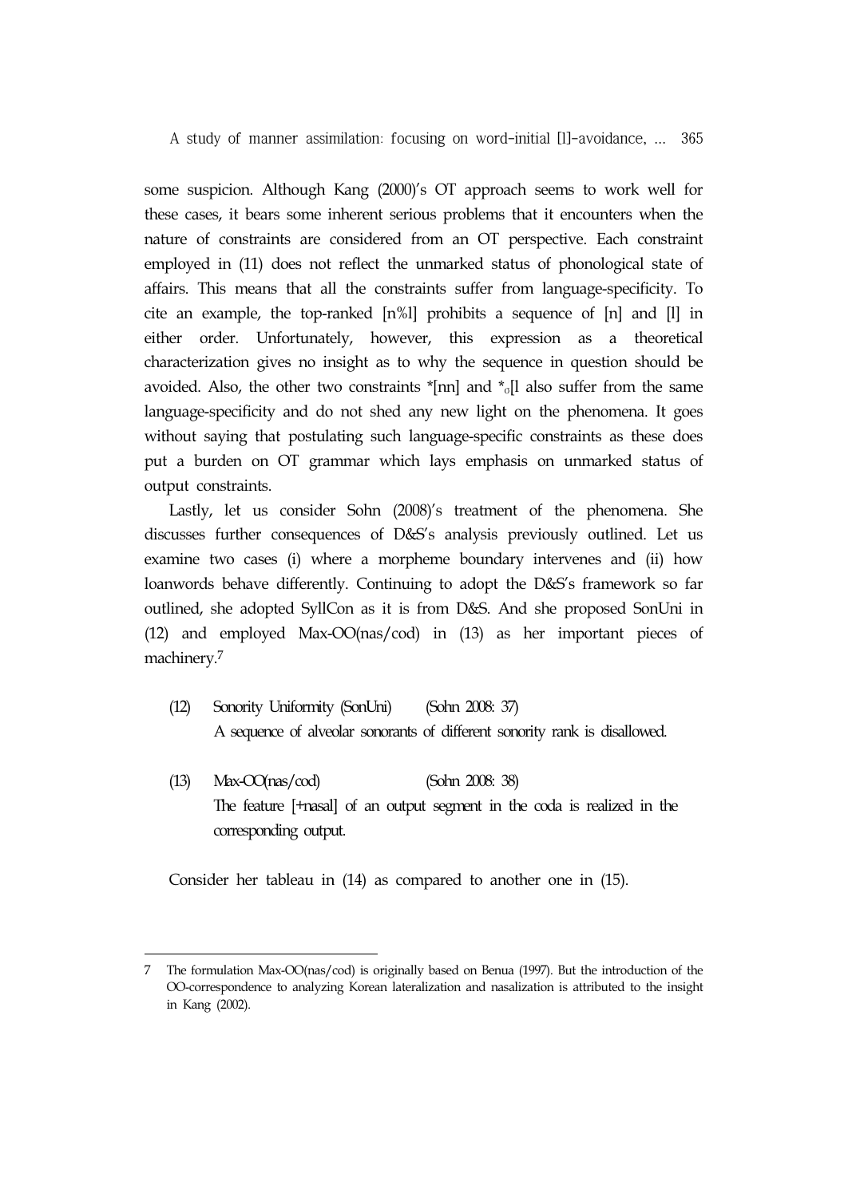some suspicion. Although Kang (2000)'s OT approach seems to work well for these cases, it bears some inherent serious problems that it encounters when the nature of constraints are considered from an OT perspective. Each constraint employed in (11) does not reflect the unmarked status of phonological state of affairs. This means that all the constraints suffer from language-specificity. To cite an example, the top-ranked [n%l] prohibits a sequence of [n] and [l] in either order. Unfortunately, however, this expression as a theoretical characterization gives no insight as to why the sequence in question should be avoided. Also, the other two constraints *[nn] and $*_{\sigma}$[l also suffer from the same language-specificity and do not shed any new light on the phenomena. It goes without saying that postulating such language-specific constraints as these does put a burden on OT grammar which lays emphasis on unmarked status of output constraints.

Lastly, let us consider Sohn (2008)'s treatment of the phenomena. She discusses further consequences of D&S's analysis previously outlined. Let us examine two cases (i) where a morpheme boundary intervenes and (ii) how loanwords behave differently. Continuing to adopt the D&S's framework so far outlined, she adopted SyllCon as it is from D&S. And she proposed SonUni in (12) and employed Max-OO(nas/cod) in (13) as her important pieces of machinery.[7]

(12) Sonority Uniformity (SonUni) (Sohn 2008: 37)
A sequence of alveolar sonorants of different sonority rank is disallowed.

(13) Max-OO(nas/cod) (Sohn 2008: 38)
The feature [+nasal] of an output segment in the coda is realized in the corresponding output.

Consider her tableau in (14) as compared to another one in (15).

---

7 The formulation Max-OO(nas/cod) is originally based on Benua (1997). But the introduction of the OO-correspondence to analyzing Korean lateralization and nasalization is attributed to the insight in Kang (2002).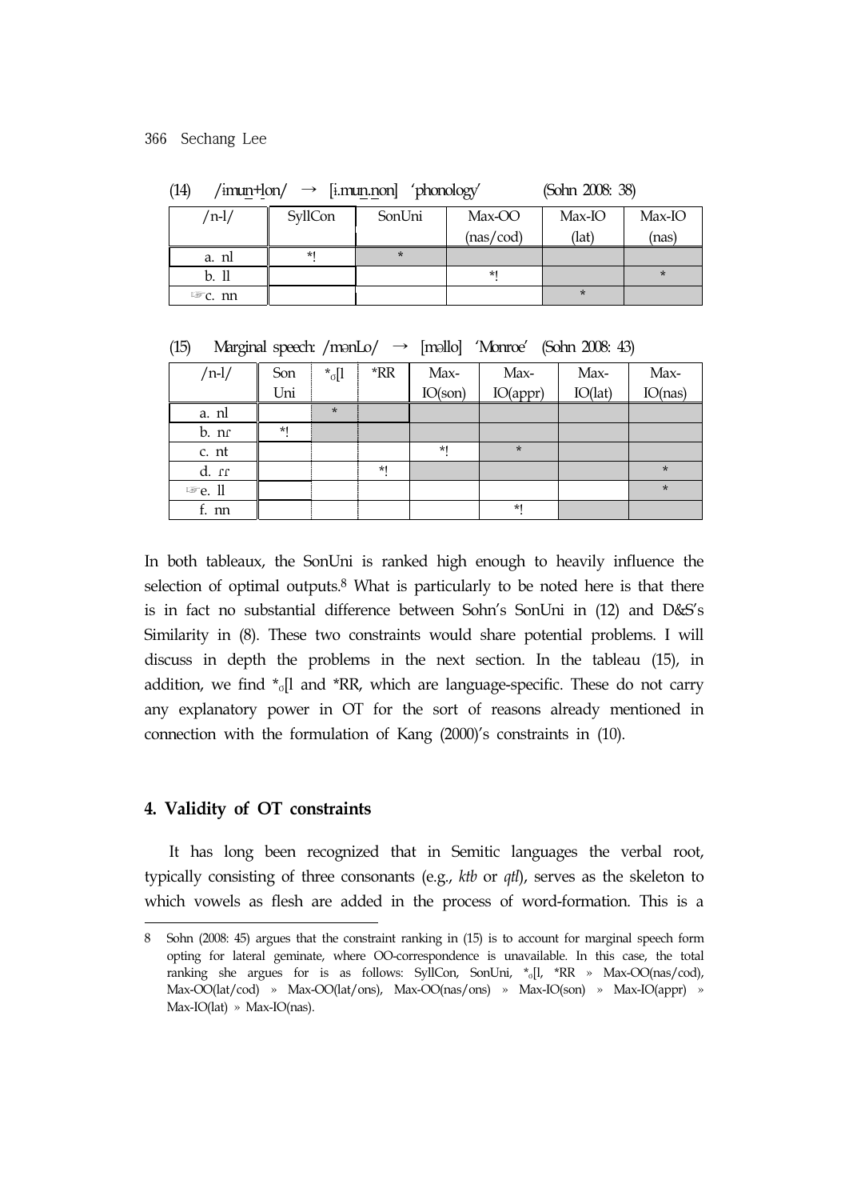(14) /imun+lon/ → [i.mun.non] 'phonology' (Sohn 2008: 38)

| /n-l/ | SyllCon | SonUni | Max-OO (nas/cod) | Max-IO (lat) | Max-IO (nas) |
|---|---|---|---|---|---|
| a. nl | *! | * | | | |
| b. ll | | | *! | | * |
| ☞c. nn | | | | * | |

(15) Marginal speech: /mənLo/ → [məllo] 'Monroe' (Sohn 2008: 43)

| /n-l/ | Son Uni | *σ[l | *RR | Max-IO(son) | Max-IO(appr) | Max-IO(lat) | Max-IO(nas) |
|---|---|---|---|---|---|---|---|
| a. nl | | * | | | | | |
| b. nɾ | *! | | | | | | |
| c. nt | | | | *! | * | | |
| d. ɾɾ | | | *! | | | | * |
| ☞e. ll | | | | | | | * |
| f. nn | | | | | *! | | |

In both tableaux, the SonUni is ranked high enough to heavily influence the selection of optimal outputs.[8] What is particularly to be noted here is that there is in fact no substantial difference between Sohn's SonUni in (12) and D&S's Similarity in (8). These two constraints would share potential problems. I will discuss in depth the problems in the next section. In the tableau (15), in addition, we find *σ[l and *RR, which are language-specific. These do not carry any explanatory power in OT for the sort of reasons already mentioned in connection with the formulation of Kang (2000)'s constraints in (10).

## 4. Validity of OT constraints

It has long been recognized that in Semitic languages the verbal root, typically consisting of three consonants (e.g., *ktb* or *qtl*), serves as the skeleton to which vowels as flesh are added in the process of word-formation. This is a

8 Sohn (2008: 45) argues that the constraint ranking in (15) is to account for marginal speech form opting for lateral geminate, where OO-correspondence is unavailable. In this case, the total ranking she argues for is as follows: SyllCon, SonUni, *σ[l, *RR » Max-OO(nas/cod), Max-OO(lat/cod) » Max-OO(lat/ons), Max-OO(nas/ons) » Max-IO(son) » Max-IO(appr) » Max-IO(lat) » Max-IO(nas).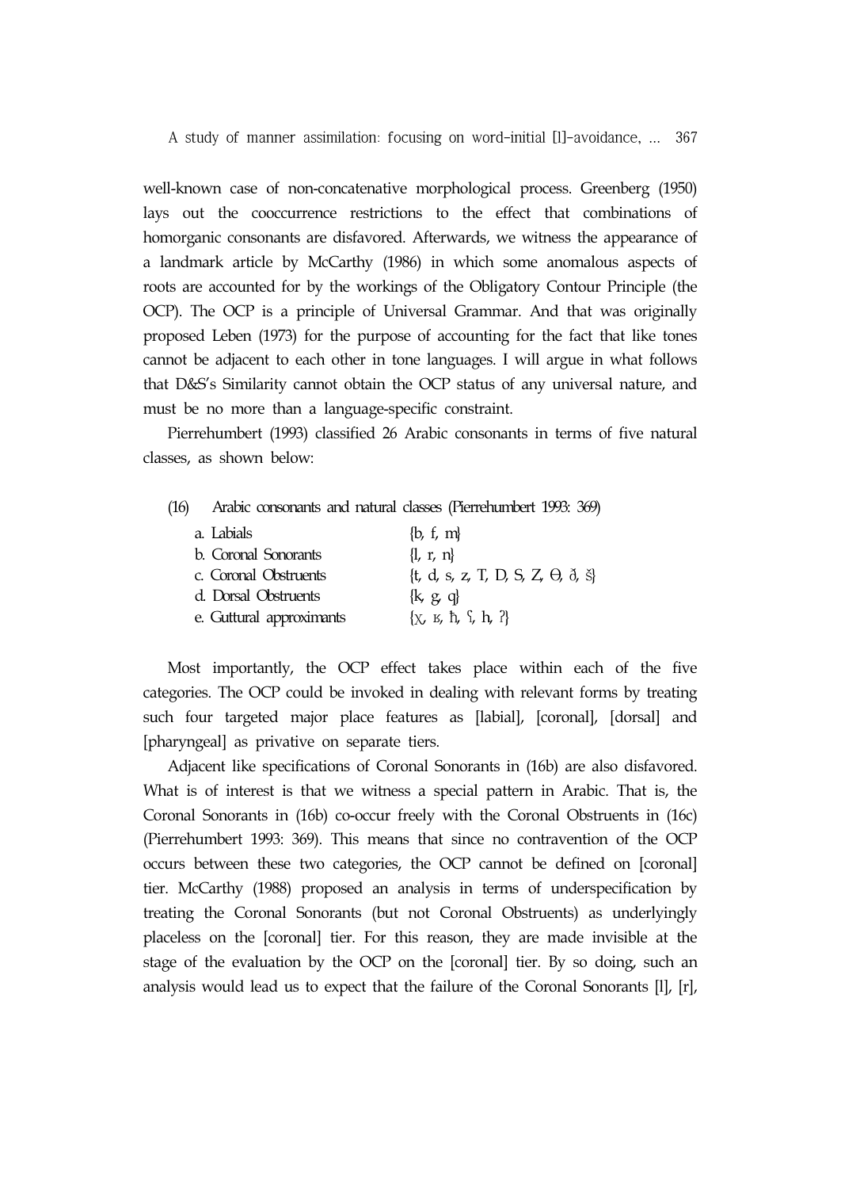well-known case of non-concatenative morphological process. Greenberg (1950) lays out the cooccurrence restrictions to the effect that combinations of homorganic consonants are disfavored. Afterwards, we witness the appearance of a landmark article by McCarthy (1986) in which some anomalous aspects of roots are accounted for by the workings of the Obligatory Contour Principle (the OCP). The OCP is a principle of Universal Grammar. And that was originally proposed Leben (1973) for the purpose of accounting for the fact that like tones cannot be adjacent to each other in tone languages. I will argue in what follows that D&S's Similarity cannot obtain the OCP status of any universal nature, and must be no more than a language-specific constraint.

Pierrehumbert (1993) classified 26 Arabic consonants in terms of five natural classes, as shown below:

(16) Arabic consonants and natural classes (Pierrehumbert 1993: 369)

| | |
|---|---|
| a. Labials | {b, f, m} |
| b. Coronal Sonorants | {l, r, n} |
| c. Coronal Obstruents | {t, d, s, z, T, D, S, Z, Θ, ð, š} |
| d. Dorsal Obstruents | {k, g, q} |
| e. Guttural approximants | {χ, ʁ, ħ, ʕ, h, ʔ} |

Most importantly, the OCP effect takes place within each of the five categories. The OCP could be invoked in dealing with relevant forms by treating such four targeted major place features as [labial], [coronal], [dorsal] and [pharyngeal] as privative on separate tiers.

Adjacent like specifications of Coronal Sonorants in (16b) are also disfavored. What is of interest is that we witness a special pattern in Arabic. That is, the Coronal Sonorants in (16b) co-occur freely with the Coronal Obstruents in (16c) (Pierrehumbert 1993: 369). This means that since no contravention of the OCP occurs between these two categories, the OCP cannot be defined on [coronal] tier. McCarthy (1988) proposed an analysis in terms of underspecification by treating the Coronal Sonorants (but not Coronal Obstruents) as underlyingly placeless on the [coronal] tier. For this reason, they are made invisible at the stage of the evaluation by the OCP on the [coronal] tier. By so doing, such an analysis would lead us to expect that the failure of the Coronal Sonorants [l], [r],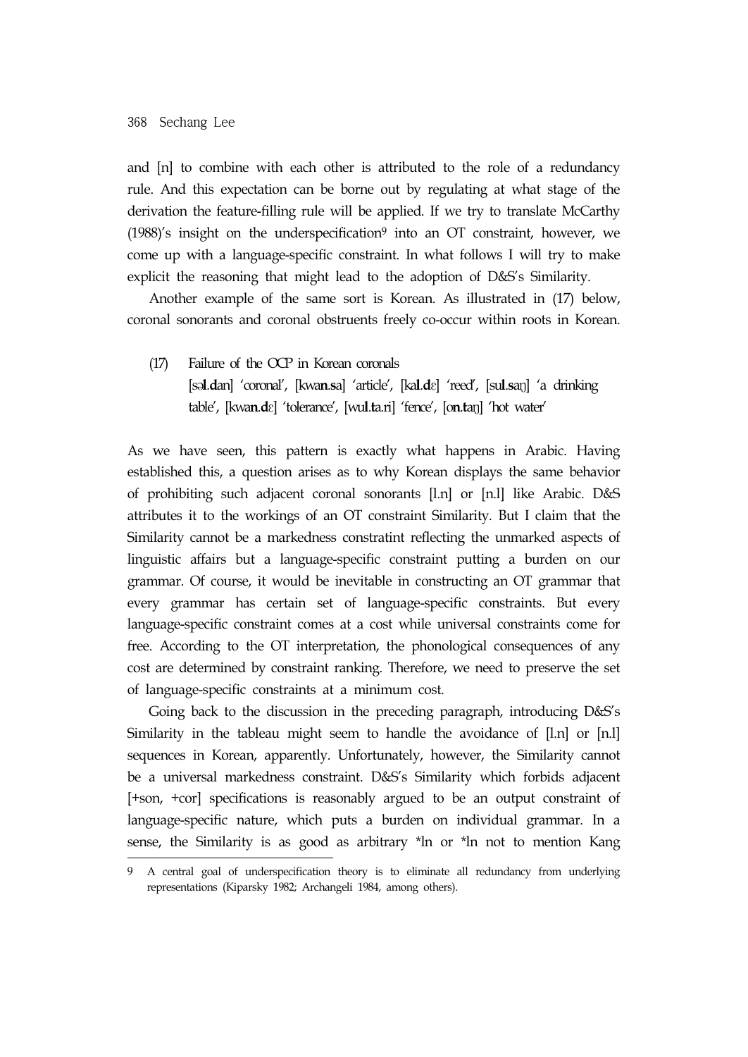and [n] to combine with each other is attributed to the role of a redundancy rule. And this expectation can be borne out by regulating at what stage of the derivation the feature-filling rule will be applied. If we try to translate McCarthy (1988)'s insight on the underspecification[9] into an OT constraint, however, we come up with a language-specific constraint. In what follows I will try to make explicit the reasoning that might lead to the adoption of D&S's Similarity.

Another example of the same sort is Korean. As illustrated in (17) below, coronal sonorants and coronal obstruents freely co-occur within roots in Korean.

(17) Failure of the OCP in Korean coronals

[sə**l**.**d**an] 'coronal', [kwa**n**.**s**a] 'article', [ka**l**.**d**ɛ] 'reed', [su**l**.**s**aŋ] 'a drinking table', [kwa**n**.**d**ɛ] 'tolerance', [wu**l**.**t**a.ri] 'fence', [o**n**.**t**aŋ] 'hot water'

As we have seen, this pattern is exactly what happens in Arabic. Having established this, a question arises as to why Korean displays the same behavior of prohibiting such adjacent coronal sonorants [l.n] or [n.l] like Arabic. D&S attributes it to the workings of an OT constraint Similarity. But I claim that the Similarity cannot be a markedness constratint reflecting the unmarked aspects of linguistic affairs but a language-specific constraint putting a burden on our grammar. Of course, it would be inevitable in constructing an OT grammar that every grammar has certain set of language-specific constraints. But every language-specific constraint comes at a cost while universal constraints come for free. According to the OT interpretation, the phonological consequences of any cost are determined by constraint ranking. Therefore, we need to preserve the set of language-specific constraints at a minimum cost.

Going back to the discussion in the preceding paragraph, introducing D&S's Similarity in the tableau might seem to handle the avoidance of [l.n] or [n.l] sequences in Korean, apparently. Unfortunately, however, the Similarity cannot be a universal markedness constraint. D&S's Similarity which forbids adjacent [+son, +cor] specifications is reasonably argued to be an output constraint of language-specific nature, which puts a burden on individual grammar. In a sense, the Similarity is as good as arbitrary *ln or *ln not to mention Kang

---

9 A central goal of underspecification theory is to eliminate all redundancy from underlying representations (Kiparsky 1982; Archangeli 1984, among others).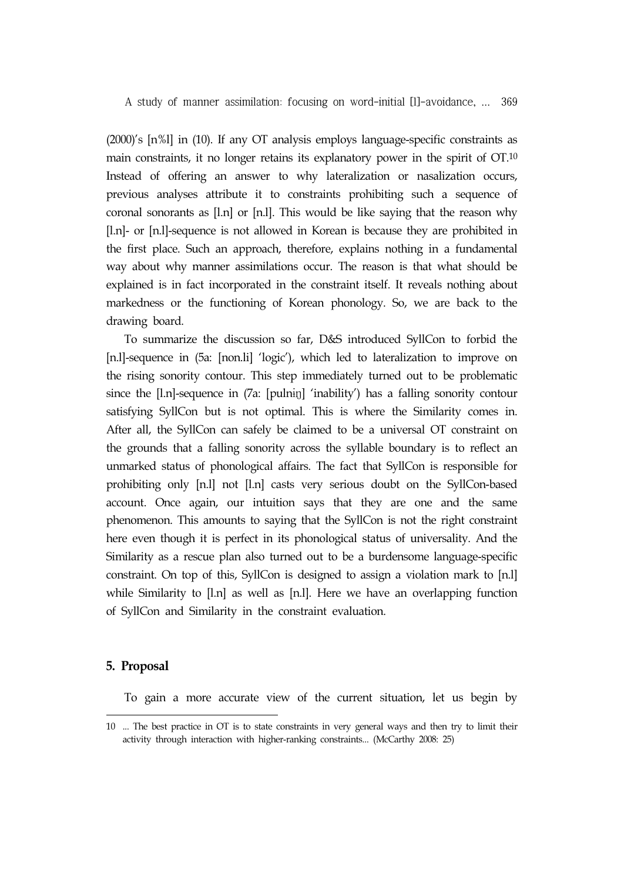(2000)'s [n%l] in (10). If any OT analysis employs language-specific constraints as main constraints, it no longer retains its explanatory power in the spirit of OT.[10] Instead of offering an answer to why lateralization or nasalization occurs, previous analyses attribute it to constraints prohibiting such a sequence of coronal sonorants as [l.n] or [n.l]. This would be like saying that the reason why [l.n]- or [n.l]-sequence is not allowed in Korean is because they are prohibited in the first place. Such an approach, therefore, explains nothing in a fundamental way about why manner assimilations occur. The reason is that what should be explained is in fact incorporated in the constraint itself. It reveals nothing about markedness or the functioning of Korean phonology. So, we are back to the drawing board.

To summarize the discussion so far, D&S introduced SyllCon to forbid the [n.l]-sequence in (5a: [non.li] 'logic'), which led to lateralization to improve on the rising sonority contour. This step immediately turned out to be problematic since the [l.n]-sequence in (7a: [pulniŋ] 'inability') has a falling sonority contour satisfying SyllCon but is not optimal. This is where the Similarity comes in. After all, the SyllCon can safely be claimed to be a universal OT constraint on the grounds that a falling sonority across the syllable boundary is to reflect an unmarked status of phonological affairs. The fact that SyllCon is responsible for prohibiting only [n.l] not [l.n] casts very serious doubt on the SyllCon-based account. Once again, our intuition says that they are one and the same phenomenon. This amounts to saying that the SyllCon is not the right constraint here even though it is perfect in its phonological status of universality. And the Similarity as a rescue plan also turned out to be a burdensome language-specific constraint. On top of this, SyllCon is designed to assign a violation mark to [n.l] while Similarity to [l.n] as well as [n.l]. Here we have an overlapping function of SyllCon and Similarity in the constraint evaluation.

## 5. Proposal

To gain a more accurate view of the current situation, let us begin by

---

10 ... The best practice in OT is to state constraints in very general ways and then try to limit their activity through interaction with higher-ranking constraints... (McCarthy 2008: 25)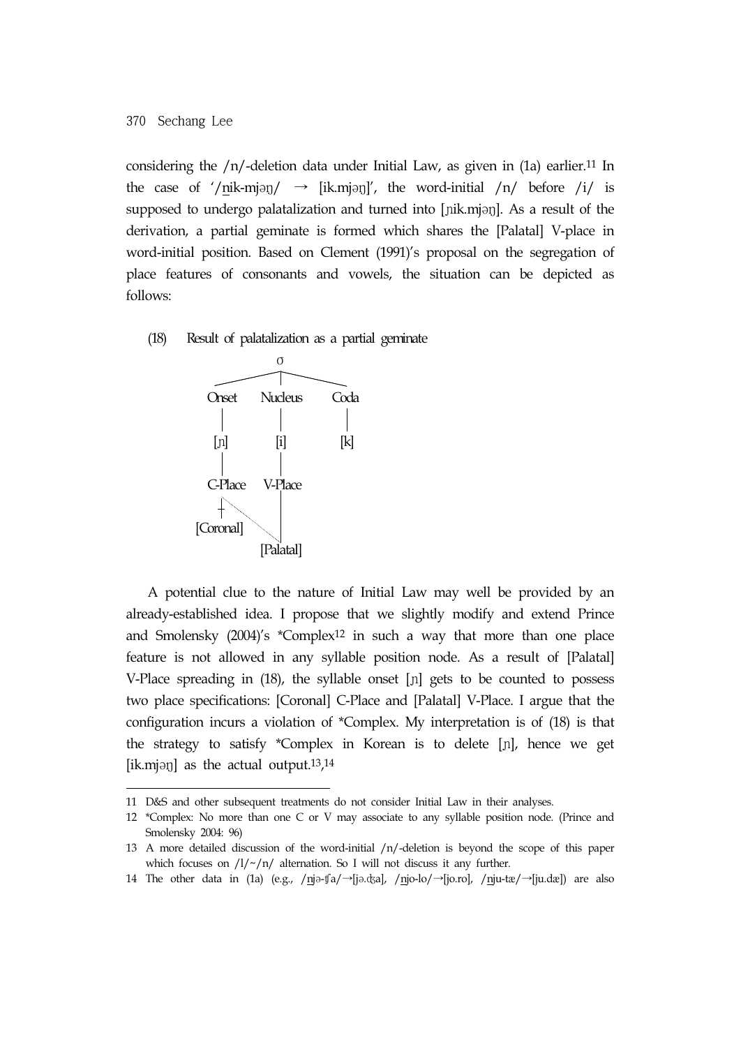considering the /n/-deletion data under Initial Law, as given in (1a) earlier.[11] In the case of '/n̲ik-mjəŋ/ → [ik.mjəŋ]', the word-initial /n/ before /i/ is supposed to undergo palatalization and turned into [ɲik.mjəŋ]. As a result of the derivation, a partial geminate is formed which shares the [Palatal] V-place in word-initial position. Based on Clement (1991)'s proposal on the segregation of place features of consonants and vowels, the situation can be depicted as follows:

(18) Result of palatalization as a partial geminate

```
                σ
        ________|________
       |        |        |
     Onset   Nucleus   Coda
       |        |        |
      [ɲ]      [i]      [k]
       |        |
    C-Place  V-Place
       ‡  .     |
  [Coronal]  .  |
              [Palatal]
```

A potential clue to the nature of Initial Law may well be provided by an already-established idea. I propose that we slightly modify and extend Prince and Smolensky (2004)'s *Complex[12] in such a way that more than one place feature is not allowed in any syllable position node. As a result of [Palatal] V-Place spreading in (18), the syllable onset [ɲ] gets to be counted to possess two place specifications: [Coronal] C-Place and [Palatal] V-Place. I argue that the configuration incurs a violation of *Complex. My interpretation is of (18) is that the strategy to satisfy *Complex in Korean is to delete [ɲ], hence we get [ik.mjəŋ] as the actual output.[13],[14]

---

11 D&S and other subsequent treatments do not consider Initial Law in their analyses.

12 *Complex: No more than one C or V may associate to any syllable position node. (Prince and Smolensky 2004: 96)

13 A more detailed discussion of the word-initial /n/-deletion is beyond the scope of this paper which focuses on /l/~/n/ alternation. So I will not discuss it any further.

14 The other data in (1a) (e.g., /n̲jə-ʧa/→[jə.ʤa], /n̲jo-lo/→[jo.ro], /n̲ju-tæ/→[ju.dæ]) are also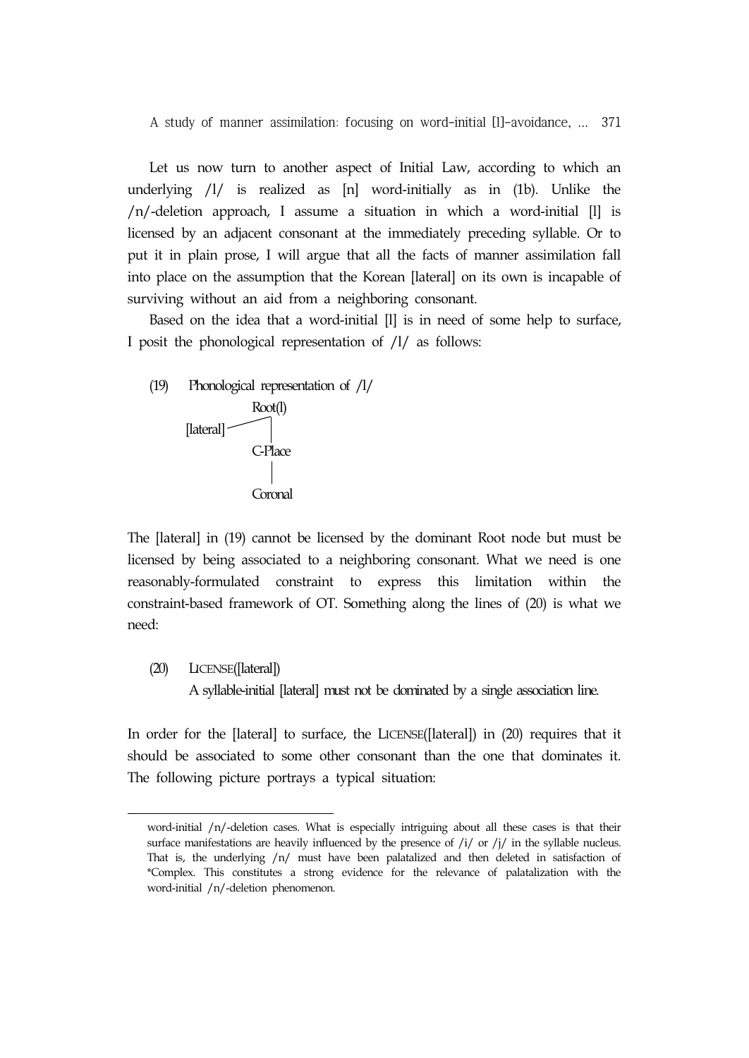Let us now turn to another aspect of Initial Law, according to which an underlying /l/ is realized as [n] word-initially as in (1b). Unlike the /n/-deletion approach, I assume a situation in which a word-initial [l] is licensed by an adjacent consonant at the immediately preceding syllable. Or to put it in plain prose, I will argue that all the facts of manner assimilation fall into place on the assumption that the Korean [lateral] on its own is incapable of surviving without an aid from a neighboring consonant.

Based on the idea that a word-initial [l] is in need of some help to surface, I posit the phonological representation of /l/ as follows:

(19) Phonological representation of /l/

```
                Root(l)
[lateral] ------'|
                 |
               C-Place
                 |
               Coronal
```

The [lateral] in (19) cannot be licensed by the dominant Root node but must be licensed by being associated to a neighboring consonant. What we need is one reasonably-formulated constraint to express this limitation within the constraint-based framework of OT. Something along the lines of (20) is what we need:

(20) LICENSE([lateral])
A syllable-initial [lateral] must not be dominated by a single association line.

In order for the [lateral] to surface, the LICENSE([lateral]) in (20) requires that it should be associated to some other consonant than the one that dominates it. The following picture portrays a typical situation:

---

word-initial /n/-deletion cases. What is especially intriguing about all these cases is that their surface manifestations are heavily influenced by the presence of /i/ or /j/ in the syllable nucleus. That is, the underlying /n/ must have been palatalized and then deleted in satisfaction of *Complex. This constitutes a strong evidence for the relevance of palatalization with the word-initial /n/-deletion phenomenon.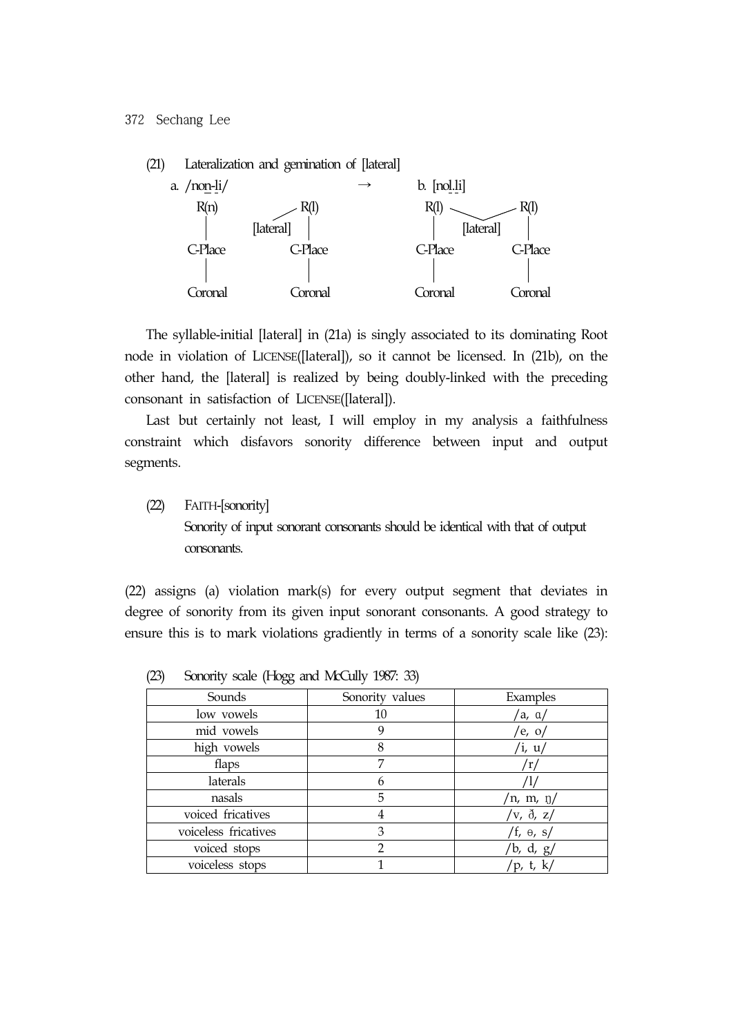(21) Lateralization and gemination of [lateral]

```
a. /non-li/                        →        b. [nol.li]
   R(n)          R(l)                       R(l)              R(l)
    |    [lateral] |                         |    [lateral]    |
  C-Place       C-Place                    C-Place          C-Place
    |             |                          |                 |
  Coronal       Coronal                    Coronal          Coronal
```

The syllable-initial [lateral] in (21a) is singly associated to its dominating Root node in violation of LICENSE([lateral]), so it cannot be licensed. In (21b), on the other hand, the [lateral] is realized by being doubly-linked with the preceding consonant in satisfaction of LICENSE([lateral]).

Last but certainly not least, I will employ in my analysis a faithfulness constraint which disfavors sonority difference between input and output segments.

(22) FAITH-[sonority]
Sonority of input sonorant consonants should be identical with that of output consonants.

(22) assigns (a) violation mark(s) for every output segment that deviates in degree of sonority from its given input sonorant consonants. A good strategy to ensure this is to mark violations gradiently in terms of a sonority scale like (23):

(23) Sonority scale (Hogg and McCully 1987: 33)

| Sounds | Sonority values | Examples |
|---|---|---|
| low vowels | 10 | /a, ɑ/ |
| mid vowels | 9 | /e, o/ |
| high vowels | 8 | /i, u/ |
| flaps | 7 | /ɾ/ |
| laterals | 6 | /l/ |
| nasals | 5 | /n, m, ŋ/ |
| voiced fricatives | 4 | /v, ð, z/ |
| voiceless fricatives | 3 | /f, θ, s/ |
| voiced stops | 2 | /b, d, g/ |
| voiceless stops | 1 | /p, t, k/ |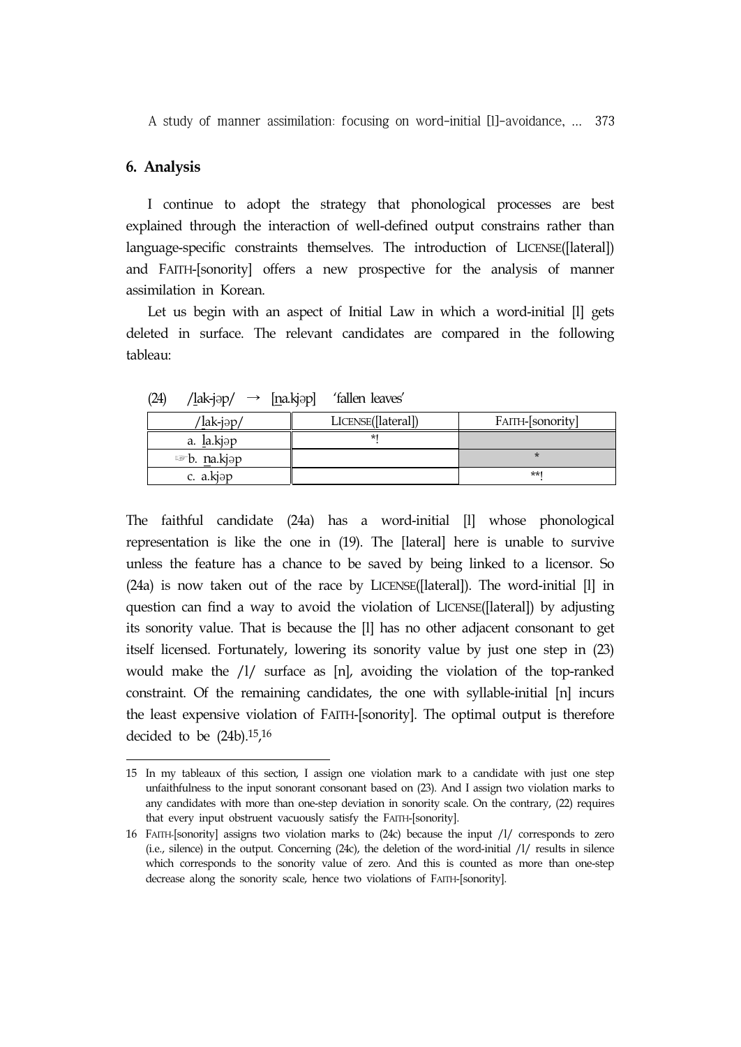## 6. Analysis

I continue to adopt the strategy that phonological processes are best explained through the interaction of well-defined output constrains rather than language-specific constraints themselves. The introduction of LICENSE([lateral]) and FAITH-[sonority] offers a new prospective for the analysis of manner assimilation in Korean.

Let us begin with an aspect of Initial Law in which a word-initial [l] gets deleted in surface. The relevant candidates are compared in the following tableau:

(24) /l̲ak-jəp/ → [n̲a.kjəp] 'fallen leaves'

| /l̲ak-jəp/ | LICENSE([lateral]) | FAITH-[sonority] |
|---|---|---|
| a. l̲a.kjəp | *! | |
| ☞b. n̲a.kjəp | | * |
| c. a.kjəp | | **! |

The faithful candidate (24a) has a word-initial [l] whose phonological representation is like the one in (19). The [lateral] here is unable to survive unless the feature has a chance to be saved by being linked to a licensor. So (24a) is now taken out of the race by LICENSE([lateral]). The word-initial [l] in question can find a way to avoid the violation of LICENSE([lateral]) by adjusting its sonority value. That is because the [l] has no other adjacent consonant to get itself licensed. Fortunately, lowering its sonority value by just one step in (23) would make the /l/ surface as [n], avoiding the violation of the top-ranked constraint. Of the remaining candidates, the one with syllable-initial [n] incurs the least expensive violation of FAITH-[sonority]. The optimal output is therefore decided to be (24b).[15],[16]

---

15 In my tableaux of this section, I assign one violation mark to a candidate with just one step unfaithfulness to the input sonorant consonant based on (23). And I assign two violation marks to any candidates with more than one-step deviation in sonority scale. On the contrary, (22) requires that every input obstruent vacuously satisfy the FAITH-[sonority].

16 FAITH-[sonority] assigns two violation marks to (24c) because the input /l/ corresponds to zero (i.e., silence) in the output. Concerning (24c), the deletion of the word-initial /l/ results in silence which corresponds to the sonority value of zero. And this is counted as more than one-step decrease along the sonority scale, hence two violations of FAITH-[sonority].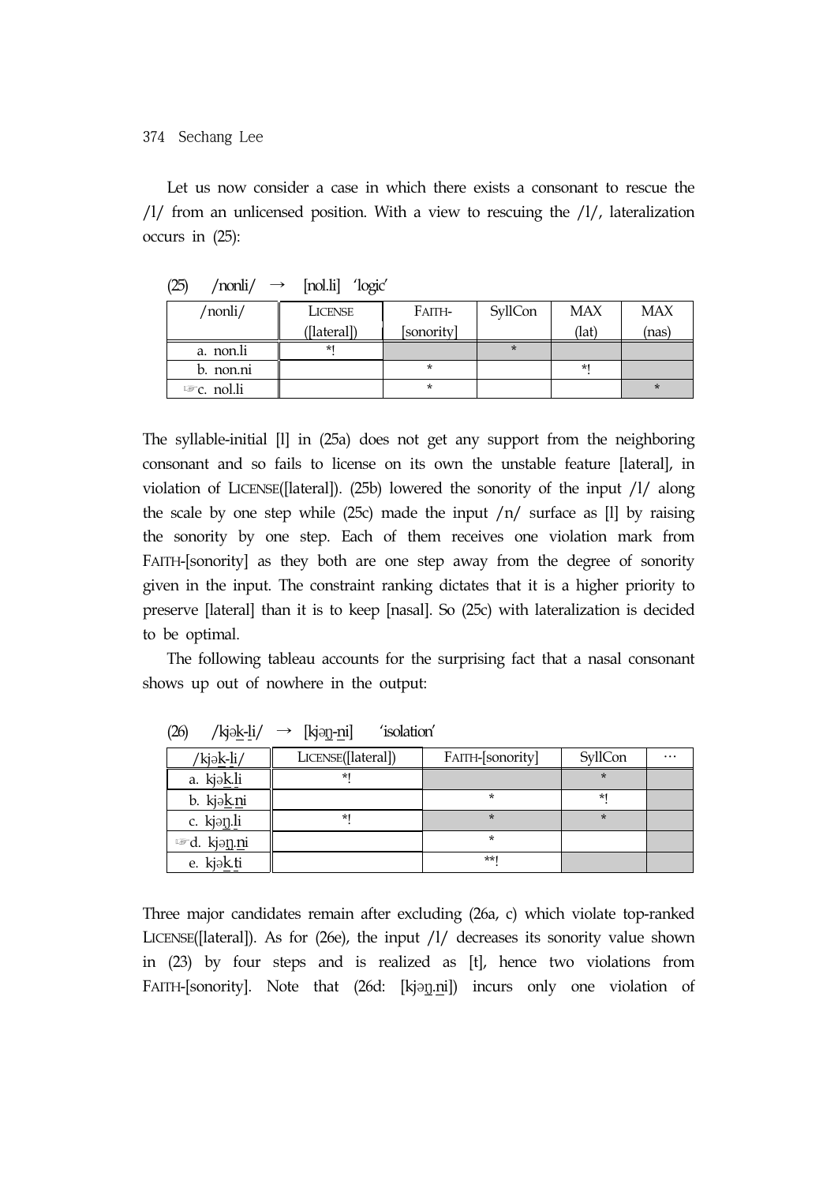Let us now consider a case in which there exists a consonant to rescue the /l/ from an unlicensed position. With a view to rescuing the /l/, lateralization occurs in (25):

(25) /nonli/ → [nol.li] 'logic'

| /nonli/ | LICENSE ([lateral]) | FAITH-[sonority] | SyllCon | MAX (lat) | MAX (nas) |
|---|---|---|---|---|---|
| a. non.li | *! | | * | | |
| b. non.ni | | * | | *! | |
| ☞c. nol.li | | * | | | * |

The syllable-initial [l] in (25a) does not get any support from the neighboring consonant and so fails to license on its own the unstable feature [lateral], in violation of LICENSE([lateral]). (25b) lowered the sonority of the input /l/ along the scale by one step while (25c) made the input /n/ surface as [l] by raising the sonority by one step. Each of them receives one violation mark from FAITH-[sonority] as they both are one step away from the degree of sonority given in the input. The constraint ranking dictates that it is a higher priority to preserve [lateral] than it is to keep [nasal]. So (25c) with lateralization is decided to be optimal.

The following tableau accounts for the surprising fact that a nasal consonant shows up out of nowhere in the output:

(26) /kjək̲-l̲i/ → [kjəŋ̲-n̲i] 'isolation'

| /kjək̲-l̲i/ | LICENSE([lateral]) | FAITH-[sonority] | SyllCon | … |
|---|---|---|---|---|
| a. kjək̲.l̲i | *! | | * | |
| b. kjək̲.n̲i | | * | *! | |
| c. kjəŋ̲.l̲i | *! | * | * | |
| ☞d. kjəŋ̲.n̲i | | * | | |
| e. kjək̲.t̲i | | **! | | |

Three major candidates remain after excluding (26a, c) which violate top-ranked LICENSE([lateral]). As for (26e), the input /l/ decreases its sonority value shown in (23) by four steps and is realized as [t], hence two violations from FAITH-[sonority]. Note that (26d: [kjəŋ̲.n̲i]) incurs only one violation of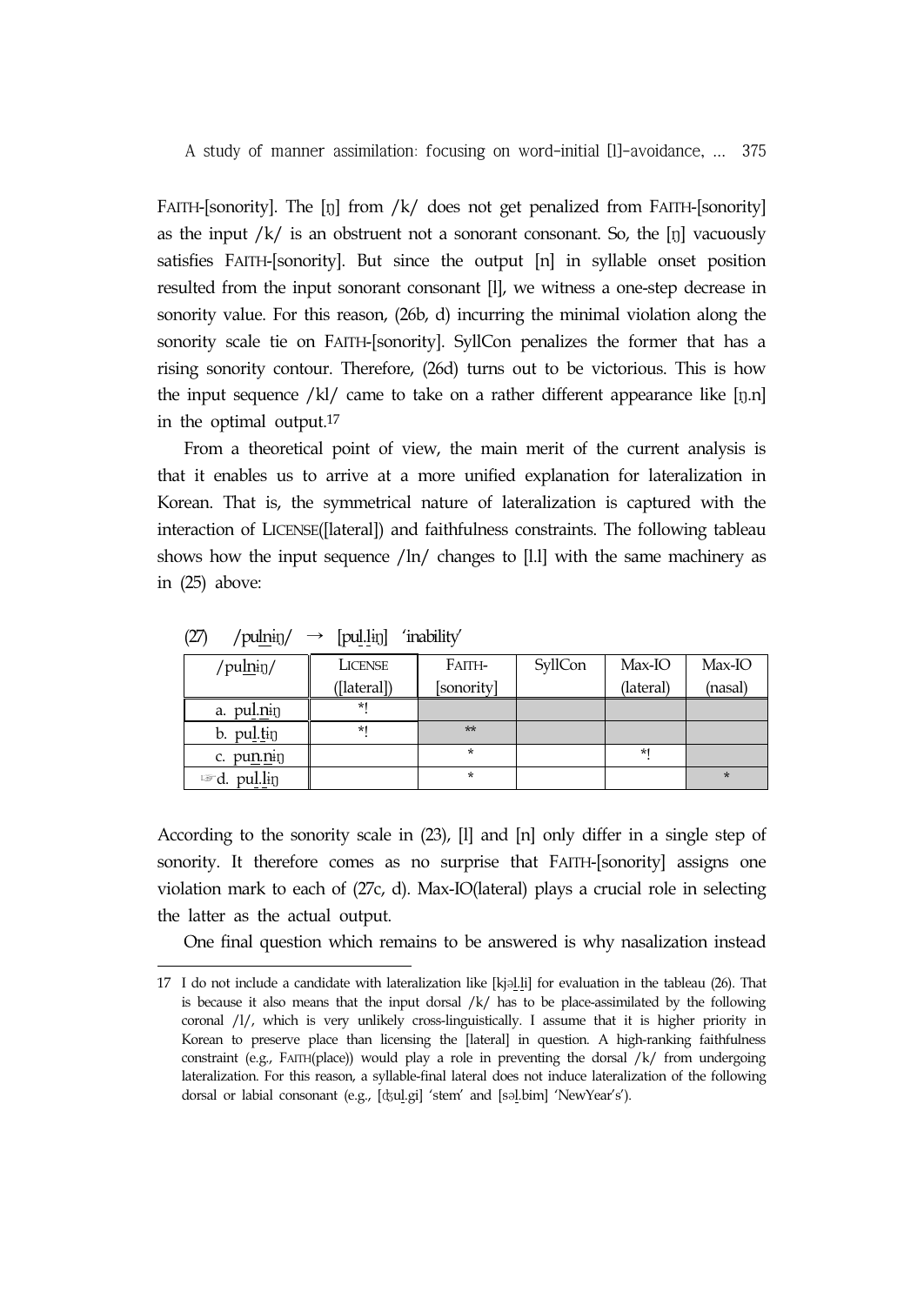FAITH-[sonority]. The [ŋ] from /k/ does not get penalized from FAITH-[sonority] as the input /k/ is an obstruent not a sonorant consonant. So, the [ŋ] vacuously satisfies FAITH-[sonority]. But since the output [n] in syllable onset position resulted from the input sonorant consonant [l], we witness a one-step decrease in sonority value. For this reason, (26b, d) incurring the minimal violation along the sonority scale tie on FAITH-[sonority]. SyllCon penalizes the former that has a rising sonority contour. Therefore, (26d) turns out to be victorious. This is how the input sequence /kl/ came to take on a rather different appearance like [ŋ.n] in the optimal output.[17]

From a theoretical point of view, the main merit of the current analysis is that it enables us to arrive at a more unified explanation for lateralization in Korean. That is, the symmetrical nature of lateralization is captured with the interaction of LICENSE([lateral]) and faithfulness constraints. The following tableau shows how the input sequence /ln/ changes to [l.l] with the same machinery as in (25) above:

(27) /pulniŋ/ → [pul.liŋ] 'inability'

| /pulniŋ/ | LICENSE ([lateral]) | FAITH- [sonority] | SyllCon | Max-IO (lateral) | Max-IO (nasal) |
|---|---|---|---|---|---|
| a. pul.niŋ | *! | | | | |
| b. pul.tiŋ | *! | ** | | | |
| c. pun.niŋ | | * | | *! | |
| ☞d. pul.liŋ | | * | | | * |

According to the sonority scale in (23), [l] and [n] only differ in a single step of sonority. It therefore comes as no surprise that FAITH-[sonority] assigns one violation mark to each of (27c, d). Max-IO(lateral) plays a crucial role in selecting the latter as the actual output.

One final question which remains to be answered is why nasalization instead

---

17 I do not include a candidate with lateralization like [kjəl.li] for evaluation in the tableau (26). That is because it also means that the input dorsal /k/ has to be place-assimilated by the following coronal /l/, which is very unlikely cross-linguistically. I assume that it is higher priority in Korean to preserve place than licensing the [lateral] in question. A high-ranking faithfulness constraint (e.g., FAITH(place)) would play a role in preventing the dorsal /k/ from undergoing lateralization. For this reason, a syllable-final lateral does not induce lateralization of the following dorsal or labial consonant (e.g., [ʤul.gi] 'stem' and [səl.bim] 'NewYear's').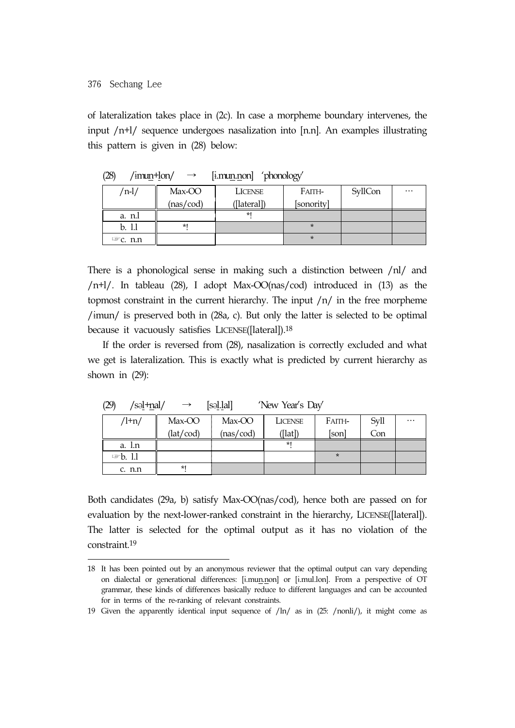of lateralization takes place in (2c). In case a morpheme boundary intervenes, the input /n+l/ sequence undergoes nasalization into [n.n]. An examples illustrating this pattern is given in (28) below:

(28) /imun+lon/ → [i.mun.non] 'phonology'

| /n-l/ | Max-OO (nas/cod) | LICENSE ([lateral]) | FAITH- [sonority] | SyllCon | … |
|---|---|---|---|---|---|
| a. n.l | | *! | | | |
| b. l.l | *! | | * | | |
| ☞c. n.n | | | * | | |

There is a phonological sense in making such a distinction between /nl/ and /n+l/. In tableau (28), I adopt Max-OO(nas/cod) introduced in (13) as the topmost constraint in the current hierarchy. The input /n/ in the free morpheme /imun/ is preserved both in (28a, c). But only the latter is selected to be optimal because it vacuously satisfies LICENSE([lateral]).[18]

If the order is reversed from (28), nasalization is correctly excluded and what we get is lateralization. This is exactly what is predicted by current hierarchy as shown in (29):

(29) /səl+nal/ → [səl.lal] 'New Year's Day'

| /l+n/ | Max-OO (lat/cod) | Max-OO (nas/cod) | LICENSE ([lat]) | FAITH- [son] | Syll Con | … |
|---|---|---|---|---|---|---|
| a. l.n | | | *! | | | |
| ☞b. l.l | | | | * | | |
| c. n.n | *! | | | | | |

Both candidates (29a, b) satisfy Max-OO(nas/cod), hence both are passed on for evaluation by the next-lower-ranked constraint in the hierarchy, LICENSE([lateral]). The latter is selected for the optimal output as it has no violation of the constraint.[19]

---

18 It has been pointed out by an anonymous reviewer that the optimal output can vary depending on dialectal or generational differences: [i.mun.non] or [i.mul.lon]. From a perspective of OT grammar, these kinds of differences basically reduce to different languages and can be accounted for in terms of the re-ranking of relevant constraints.

19 Given the apparently identical input sequence of /ln/ as in (25: /nonli/), it might come as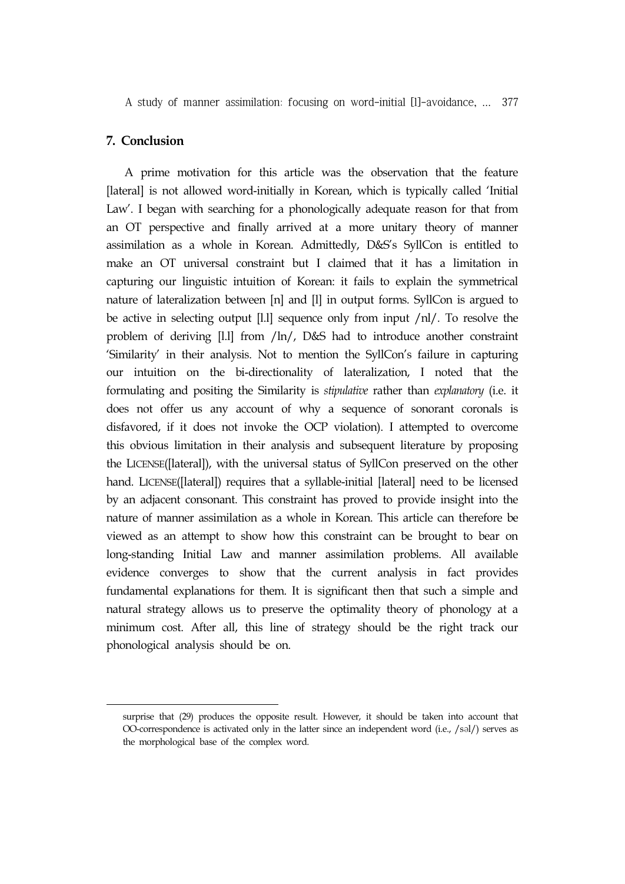## 7. Conclusion

A prime motivation for this article was the observation that the feature [lateral] is not allowed word-initially in Korean, which is typically called 'Initial Law'. I began with searching for a phonologically adequate reason for that from an OT perspective and finally arrived at a more unitary theory of manner assimilation as a whole in Korean. Admittedly, D&S's SyllCon is entitled to make an OT universal constraint but I claimed that it has a limitation in capturing our linguistic intuition of Korean: it fails to explain the symmetrical nature of lateralization between [n] and [l] in output forms. SyllCon is argued to be active in selecting output [l.l] sequence only from input /nl/. To resolve the problem of deriving [l.l] from /ln/, D&S had to introduce another constraint 'Similarity' in their analysis. Not to mention the SyllCon's failure in capturing our intuition on the bi-directionality of lateralization, I noted that the formulating and positing the Similarity is *stipulative* rather than *explanatory* (i.e. it does not offer us any account of why a sequence of sonorant coronals is disfavored, if it does not invoke the OCP violation). I attempted to overcome this obvious limitation in their analysis and subsequent literature by proposing the LICENSE([lateral]), with the universal status of SyllCon preserved on the other hand. LICENSE([lateral]) requires that a syllable-initial [lateral] need to be licensed by an adjacent consonant. This constraint has proved to provide insight into the nature of manner assimilation as a whole in Korean. This article can therefore be viewed as an attempt to show how this constraint can be brought to bear on long-standing Initial Law and manner assimilation problems. All available evidence converges to show that the current analysis in fact provides fundamental explanations for them. It is significant then that such a simple and natural strategy allows us to preserve the optimality theory of phonology at a minimum cost. After all, this line of strategy should be the right track our phonological analysis should be on.

---

surprise that (29) produces the opposite result. However, it should be taken into account that OO-correspondence is activated only in the latter since an independent word (i.e., /səl/) serves as the morphological base of the complex word.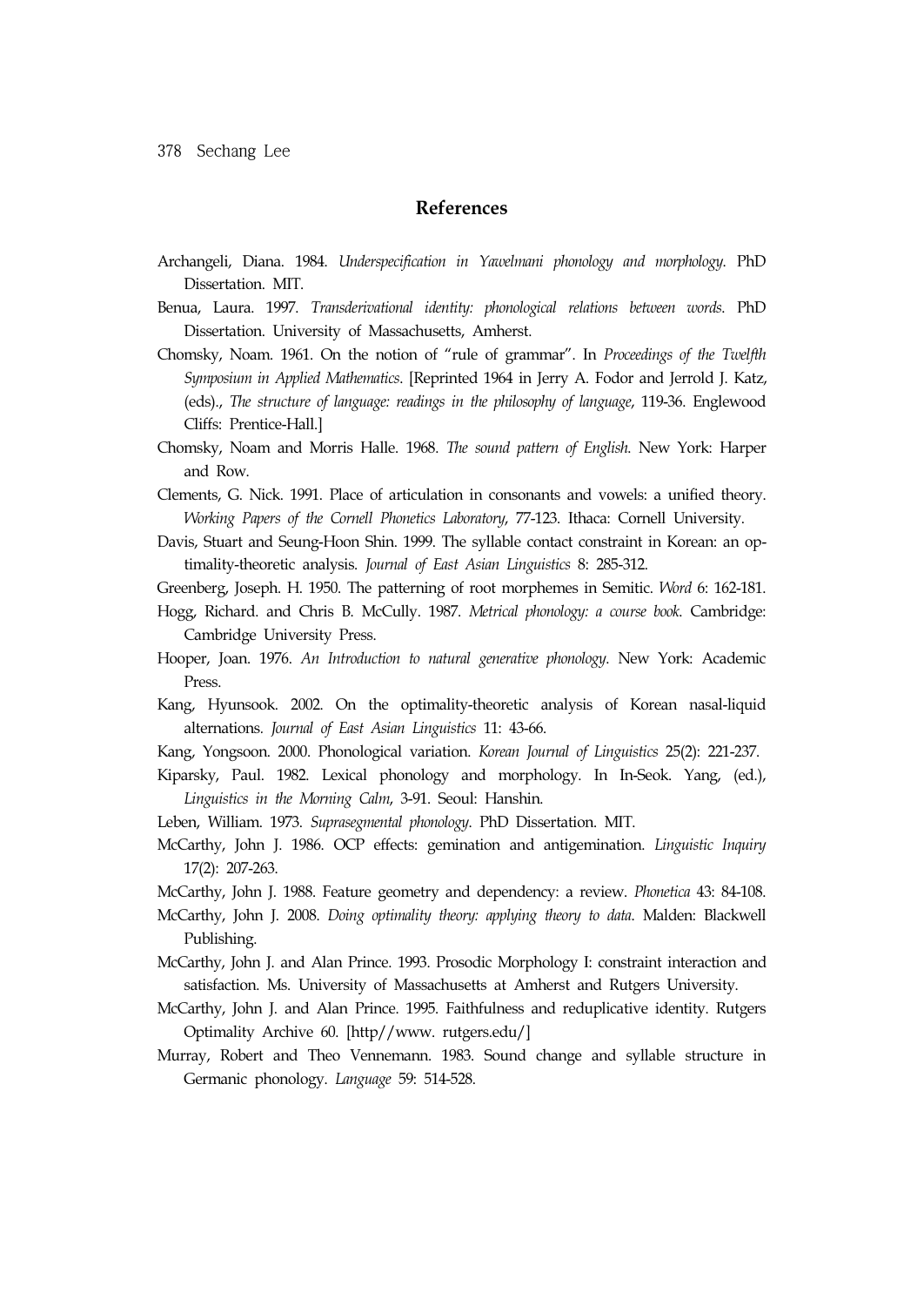## References

Archangeli, Diana. 1984. *Underspecification in Yawelmani phonology and morphology*. PhD Dissertation. MIT.

Benua, Laura. 1997. *Transderivational identity: phonological relations between words*. PhD Dissertation. University of Massachusetts, Amherst.

Chomsky, Noam. 1961. On the notion of "rule of grammar". In *Proceedings of the Twelfth Symposium in Applied Mathematics*. [Reprinted 1964 in Jerry A. Fodor and Jerrold J. Katz, (eds)., *The structure of language: readings in the philosophy of language*, 119-36. Englewood Cliffs: Prentice-Hall.]

Chomsky, Noam and Morris Halle. 1968. *The sound pattern of English*. New York: Harper and Row.

Clements, G. Nick. 1991. Place of articulation in consonants and vowels: a unified theory. *Working Papers of the Cornell Phonetics Laboratory*, 77-123. Ithaca: Cornell University.

Davis, Stuart and Seung-Hoon Shin. 1999. The syllable contact constraint in Korean: an optimality-theoretic analysis. *Journal of East Asian Linguistics* 8: 285-312.

Greenberg, Joseph. H. 1950. The patterning of root morphemes in Semitic. *Word* 6: 162-181.

Hogg, Richard. and Chris B. McCully. 1987. *Metrical phonology: a course book*. Cambridge: Cambridge University Press.

Hooper, Joan. 1976. *An Introduction to natural generative phonology*. New York: Academic Press.

Kang, Hyunsook. 2002. On the optimality-theoretic analysis of Korean nasal-liquid alternations. *Journal of East Asian Linguistics* 11: 43-66.

Kang, Yongsoon. 2000. Phonological variation. *Korean Journal of Linguistics* 25(2): 221-237.

Kiparsky, Paul. 1982. Lexical phonology and morphology. In In-Seok. Yang, (ed.), *Linguistics in the Morning Calm*, 3-91. Seoul: Hanshin.

Leben, William. 1973. *Suprasegmental phonology*. PhD Dissertation. MIT.

McCarthy, John J. 1986. OCP effects: gemination and antigemination. *Linguistic Inquiry* 17(2): 207-263.

McCarthy, John J. 1988. Feature geometry and dependency: a review. *Phonetica* 43: 84-108.

McCarthy, John J. 2008. *Doing optimality theory: applying theory to data*. Malden: Blackwell Publishing.

McCarthy, John J. and Alan Prince. 1993. Prosodic Morphology I: constraint interaction and satisfaction. Ms. University of Massachusetts at Amherst and Rutgers University.

McCarthy, John J. and Alan Prince. 1995. Faithfulness and reduplicative identity. Rutgers Optimality Archive 60. [http//www. rutgers.edu/]

Murray, Robert and Theo Vennemann. 1983. Sound change and syllable structure in Germanic phonology. *Language* 59: 514-528.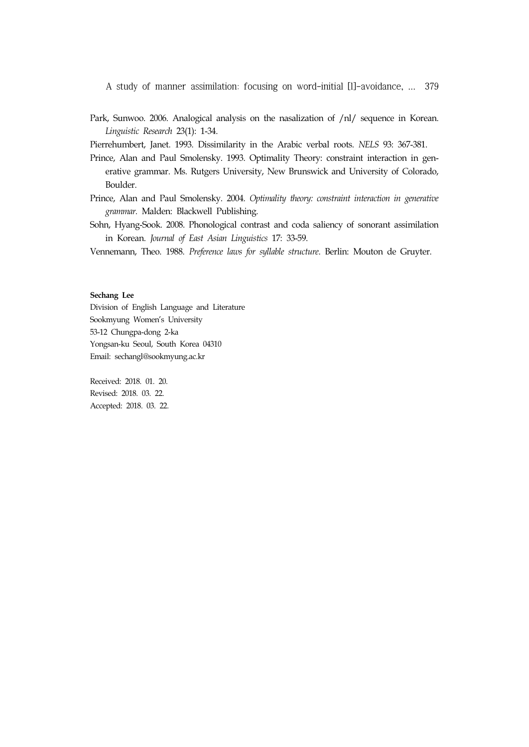Park, Sunwoo. 2006. Analogical analysis on the nasalization of /nl/ sequence in Korean. *Linguistic Research* 23(1): 1-34.

Pierrehumbert, Janet. 1993. Dissimilarity in the Arabic verbal roots. *NELS* 93: 367-381.

Prince, Alan and Paul Smolensky. 1993. Optimality Theory: constraint interaction in generative grammar. Ms. Rutgers University, New Brunswick and University of Colorado, Boulder.

Prince, Alan and Paul Smolensky. 2004. *Optimality theory: constraint interaction in generative grammar.* Malden: Blackwell Publishing.

Sohn, Hyang-Sook. 2008. Phonological contrast and coda saliency of sonorant assimilation in Korean. *Journal of East Asian Linguistics* 17: 33-59.

Vennemann, Theo. 1988. *Preference laws for syllable structure*. Berlin: Mouton de Gruyter.

**Sechang Lee**
Division of English Language and Literature
Sookmyung Women's University
53-12 Chungpa-dong 2-ka
Yongsan-ku Seoul, South Korea 04310
Email: sechangl@sookmyung.ac.kr

Received: 2018. 01. 20.
Revised: 2018. 03. 22.
Accepted: 2018. 03. 22.